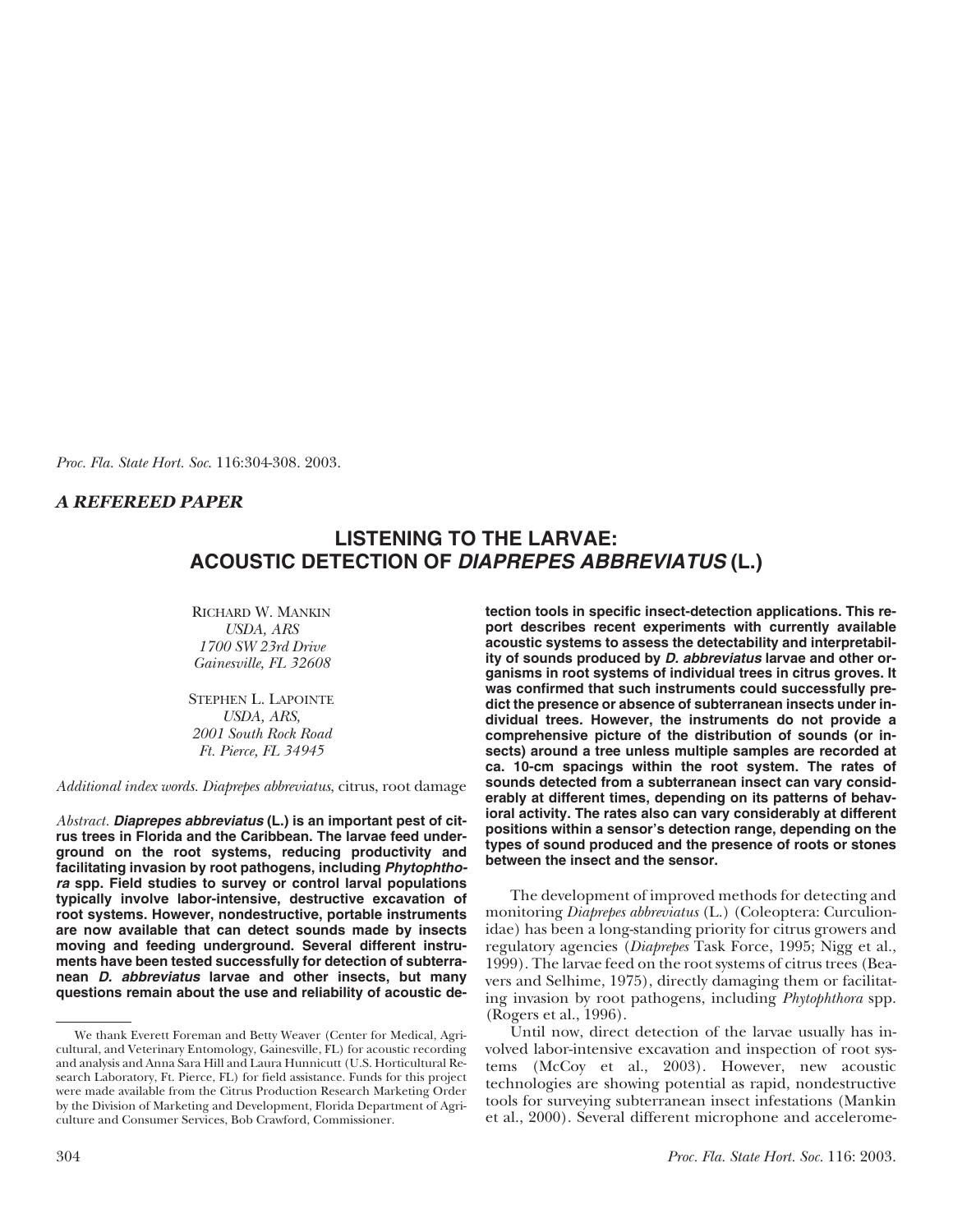*A REFEREED PAPER*

# LISTENING TO THE LARVAE: ACOUSTIC DETECTION OF *DIAPREPES ABBREVIATUS* (L.)

RICHARD W. MANKIN
*USDA, ARS*
*1700 SW 23rd Drive*
*Gainesville, FL 32608*

STEPHEN L. LAPOINTE
*USDA, ARS,*
*2001 South Rock Road*
*Ft. Pierce, FL 34945*

*Additional index words. Diaprepes abbreviatus*, citrus, root damage

*Abstract.* ***Diaprepes abbreviatus*** **(L.) is an important pest of citrus trees in Florida and the Caribbean. The larvae feed underground on the root systems, reducing productivity and facilitating invasion by root pathogens, including *Phytophthora* spp. Field studies to survey or control larval populations typically involve labor-intensive, destructive excavation of root systems. However, nondestructive, portable instruments are now available that can detect sounds made by insects moving and feeding underground. Several different instruments have been tested successfully for detection of subterranean *D. abbreviatus* larvae and other insects, but many questions remain about the use and reliability of acoustic detection tools in specific insect-detection applications. This report describes recent experiments with currently available acoustic systems to assess the detectability and interpretability of sounds produced by *D. abbreviatus* larvae and other organisms in root systems of individual trees in citrus groves. It was confirmed that such instruments could successfully predict the presence or absence of subterranean insects under individual trees. However, the instruments do not provide a comprehensive picture of the distribution of sounds (or insects) around a tree unless multiple samples are recorded at ca. 10-cm spacings within the root system. The rates of sounds detected from a subterranean insect can vary considerably at different times, depending on its patterns of behavioral activity. The rates also can vary considerably at different positions within a sensor's detection range, depending on the types of sound produced and the presence of roots or stones between the insect and the sensor.**

We thank Everett Foreman and Betty Weaver (Center for Medical, Agricultural, and Veterinary Entomology, Gainesville, FL) for acoustic recording and analysis and Anna Sara Hill and Laura Hunnicutt (U.S. Horticultural Research Laboratory, Ft. Pierce, FL) for field assistance. Funds for this project were made available from the Citrus Production Research Marketing Order by the Division of Marketing and Development, Florida Department of Agriculture and Consumer Services, Bob Crawford, Commissioner.

The development of improved methods for detecting and monitoring *Diaprepes abbreviatus* (L.) (Coleoptera: Curculionidae) has been a long-standing priority for citrus growers and regulatory agencies (*Diaprepes* Task Force, 1995; Nigg et al., 1999). The larvae feed on the root systems of citrus trees (Beavers and Selhime, 1975), directly damaging them or facilitating invasion by root pathogens, including *Phytophthora* spp. (Rogers et al., 1996).

Until now, direct detection of the larvae usually has involved labor-intensive excavation and inspection of root systems (McCoy et al., 2003). However, new acoustic technologies are showing potential as rapid, nondestructive tools for surveying subterranean insect infestations (Mankin et al., 2000). Several different microphone and accelerome-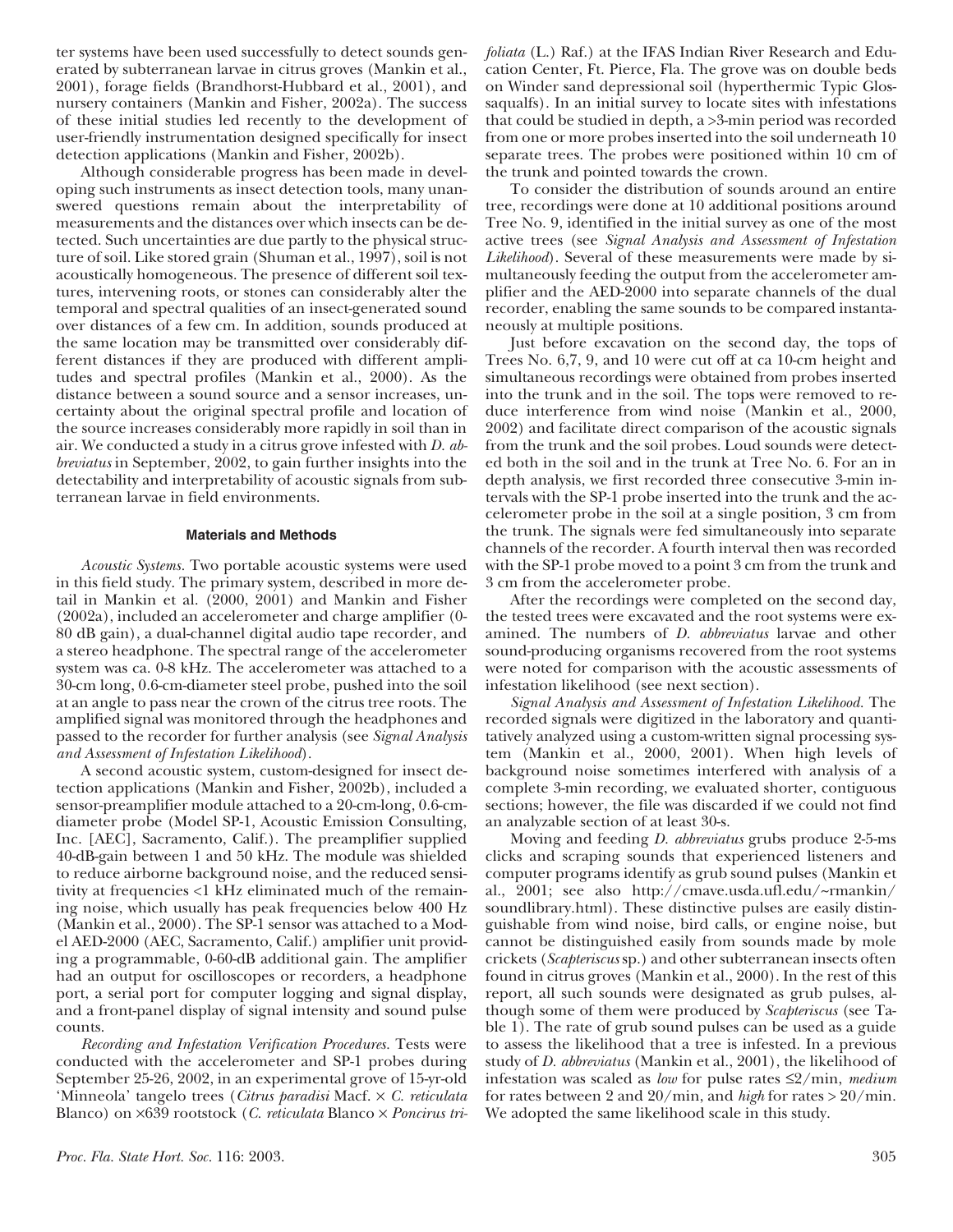ter systems have been used successfully to detect sounds generated by subterranean larvae in citrus groves (Mankin et al., 2001), forage fields (Brandhorst-Hubbard et al., 2001), and nursery containers (Mankin and Fisher, 2002a). The success of these initial studies led recently to the development of user-friendly instrumentation designed specifically for insect detection applications (Mankin and Fisher, 2002b).

Although considerable progress has been made in developing such instruments as insect detection tools, many unanswered questions remain about the interpretability of measurements and the distances over which insects can be detected. Such uncertainties are due partly to the physical structure of soil. Like stored grain (Shuman et al., 1997), soil is not acoustically homogeneous. The presence of different soil textures, intervening roots, or stones can considerably alter the temporal and spectral qualities of an insect-generated sound over distances of a few cm. In addition, sounds produced at the same location may be transmitted over considerably different distances if they are produced with different amplitudes and spectral profiles (Mankin et al., 2000). As the distance between a sound source and a sensor increases, uncertainty about the original spectral profile and location of the source increases considerably more rapidly in soil than in air. We conducted a study in a citrus grove infested with *D. abbreviatus* in September, 2002, to gain further insights into the detectability and interpretability of acoustic signals from subterranean larvae in field environments.

## Materials and Methods

*Acoustic Systems.* Two portable acoustic systems were used in this field study. The primary system, described in more detail in Mankin et al. (2000, 2001) and Mankin and Fisher (2002a), included an accelerometer and charge amplifier (0-80 dB gain), a dual-channel digital audio tape recorder, and a stereo headphone. The spectral range of the accelerometer system was ca. 0-8 kHz. The accelerometer was attached to a 30-cm long, 0.6-cm-diameter steel probe, pushed into the soil at an angle to pass near the crown of the citrus tree roots. The amplified signal was monitored through the headphones and passed to the recorder for further analysis (see *Signal Analysis and Assessment of Infestation Likelihood*).

A second acoustic system, custom-designed for insect detection applications (Mankin and Fisher, 2002b), included a sensor-preamplifier module attached to a 20-cm-long, 0.6-cm-diameter probe (Model SP-1, Acoustic Emission Consulting, Inc. [AEC], Sacramento, Calif.). The preamplifier supplied 40-dB-gain between 1 and 50 kHz. The module was shielded to reduce airborne background noise, and the reduced sensitivity at frequencies <1 kHz eliminated much of the remaining noise, which usually has peak frequencies below 400 Hz (Mankin et al., 2000). The SP-1 sensor was attached to a Model AED-2000 (AEC, Sacramento, Calif.) amplifier unit providing a programmable, 0-60-dB additional gain. The amplifier had an output for oscilloscopes or recorders, a headphone port, a serial port for computer logging and signal display, and a front-panel display of signal intensity and sound pulse counts.

*Recording and Infestation Verification Procedures.* Tests were conducted with the accelerometer and SP-1 probes during September 25-26, 2002, in an experimental grove of 15-yr-old 'Minneola' tangelo trees (*Citrus paradisi* Macf. × *C. reticulata* Blanco) on ×639 rootstock (*C. reticulata* Blanco × *Poncirus trifoliata* (L.) Raf.) at the IFAS Indian River Research and Education Center, Ft. Pierce, Fla. The grove was on double beds on Winder sand depressional soil (hyperthermic Typic Glossaqualfs). In an initial survey to locate sites with infestations that could be studied in depth, a >3-min period was recorded from one or more probes inserted into the soil underneath 10 separate trees. The probes were positioned within 10 cm of the trunk and pointed towards the crown.

To consider the distribution of sounds around an entire tree, recordings were done at 10 additional positions around Tree No. 9, identified in the initial survey as one of the most active trees (see *Signal Analysis and Assessment of Infestation Likelihood*). Several of these measurements were made by simultaneously feeding the output from the accelerometer amplifier and the AED-2000 into separate channels of the dual recorder, enabling the same sounds to be compared instantaneously at multiple positions.

Just before excavation on the second day, the tops of Trees No. 6,7, 9, and 10 were cut off at ca 10-cm height and simultaneous recordings were obtained from probes inserted into the trunk and in the soil. The tops were removed to reduce interference from wind noise (Mankin et al., 2000, 2002) and facilitate direct comparison of the acoustic signals from the trunk and the soil probes. Loud sounds were detected both in the soil and in the trunk at Tree No. 6. For an in depth analysis, we first recorded three consecutive 3-min intervals with the SP-1 probe inserted into the trunk and the accelerometer probe in the soil at a single position, 3 cm from the trunk. The signals were fed simultaneously into separate channels of the recorder. A fourth interval then was recorded with the SP-1 probe moved to a point 3 cm from the trunk and 3 cm from the accelerometer probe.

After the recordings were completed on the second day, the tested trees were excavated and the root systems were examined. The numbers of *D. abbreviatus* larvae and other sound-producing organisms recovered from the root systems were noted for comparison with the acoustic assessments of infestation likelihood (see next section).

*Signal Analysis and Assessment of Infestation Likelihood.* The recorded signals were digitized in the laboratory and quantitatively analyzed using a custom-written signal processing system (Mankin et al., 2000, 2001). When high levels of background noise sometimes interfered with analysis of a complete 3-min recording, we evaluated shorter, contiguous sections; however, the file was discarded if we could not find an analyzable section of at least 30-s.

Moving and feeding *D. abbreviatus* grubs produce 2-5-ms clicks and scraping sounds that experienced listeners and computer programs identify as grub sound pulses (Mankin et al., 2001; see also http://cmave.usda.ufl.edu/~rmankin/soundlibrary.html). These distinctive pulses are easily distinguishable from wind noise, bird calls, or engine noise, but cannot be distinguished easily from sounds made by mole crickets (*Scapteriscus* sp.) and other subterranean insects often found in citrus groves (Mankin et al., 2000). In the rest of this report, all such sounds were designated as grub pulses, although some of them were produced by *Scapteriscus* (see Table 1). The rate of grub sound pulses can be used as a guide to assess the likelihood that a tree is infested. In a previous study of *D. abbreviatus* (Mankin et al., 2001), the likelihood of infestation was scaled as *low* for pulse rates ≤2/min, *medium* for rates between 2 and 20/min, and *high* for rates > 20/min. We adopted the same likelihood scale in this study.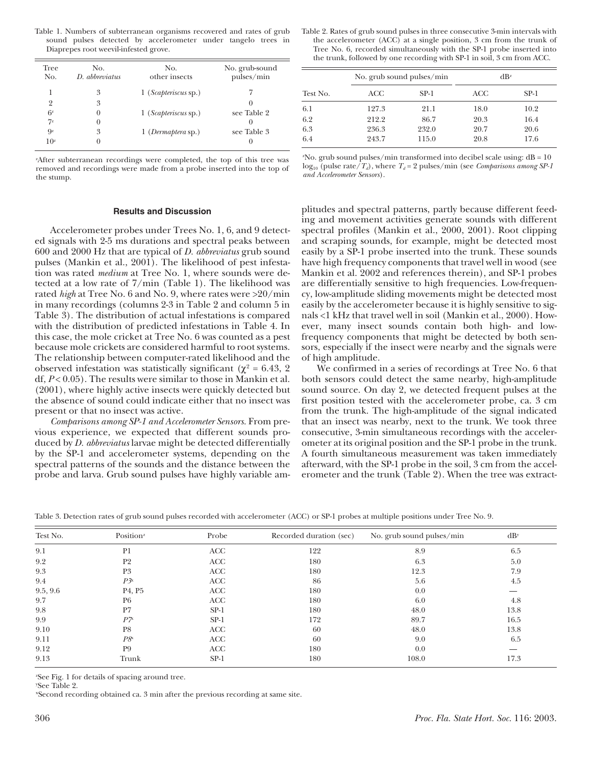Table 1. Numbers of subterranean organisms recovered and rates of grub sound pulses detected by accelerometer under tangelo trees in Diaprepes root weevil-infested grove.

| Tree No. | No. *D. abbreviatus* | No. other insects | No. grub-sound pulses/min |
|---|---|---|---|
| 1 | 3 | 1 (*Scapteriscus* sp.) | 7 |
| 2 | 3 | | 0 |
| 6[z] | 0 | 1 (*Scapteriscus* sp.) | see Table 2 |
| 7[z] | 0 | | 0 |
| 9[z] | 3 | 1 (*Dermaptera* sp.) | see Table 3 |
| 10[z] | 0 | | 0 |

[z]After subterranean recordings were completed, the top of this tree was removed and recordings were made from a probe inserted into the top of the stump.

Table 2. Rates of grub sound pulses in three consecutive 3-min intervals with the accelerometer (ACC) at a single position, 3 cm from the trunk of Tree No. 6, recorded simultaneously with the SP-1 probe inserted into the trunk, followed by one recording with SP-1 in soil, 3 cm from ACC.

| | No. grub sound pulses/min | | dB[z] | |
|---|---|---|---|---|
| Test No. | ACC | SP-1 | ACC | SP-1 |
| 6.1 | 127.3 | 21.1 | 18.0 | 10.2 |
| 6.2 | 212.2 | 86.7 | 20.3 | 16.4 |
| 6.3 | 236.3 | 232.0 | 20.7 | 20.6 |
| 6.4 | 243.7 | 115.0 | 20.8 | 17.6 |

[z]No. grub sound pulses/min transformed into decibel scale using: dB = 10 $\log_{10}$ (pulse rate/$T_d$), where $T_d$ = 2 pulses/min (see *Comparisons among SP-1 and Accelerometer Sensors*).

## Results and Discussion

Accelerometer probes under Trees No. 1, 6, and 9 detected signals with 2-5 ms durations and spectral peaks between 600 and 2000 Hz that are typical of *D. abbreviatus* grub sound pulses (Mankin et al., 2001). The likelihood of pest infestation was rated *medium* at Tree No. 1, where sounds were detected at a low rate of 7/min (Table 1). The likelihood was rated *high* at Tree No. 6 and No. 9, where rates were >20/min in many recordings (columns 2-3 in Table 2 and column 5 in Table 3). The distribution of actual infestations is compared with the distribution of predicted infestations in Table 4. In this case, the mole cricket at Tree No. 6 was counted as a pest because mole crickets are considered harmful to root systems. The relationship between computer-rated likelihood and the observed infestation was statistically significant ($\chi^2$ = 6.43, 2 df, $P$ < 0.05). The results were similar to those in Mankin et al. (2001), where highly active insects were quickly detected but the absence of sound could indicate either that no insect was present or that no insect was active.

*Comparisons among SP-1 and Accelerometer Sensors*. From previous experience, we expected that different sounds produced by *D. abbreviatus* larvae might be detected differentially by the SP-1 and accelerometer systems, depending on the spectral patterns of the sounds and the distance between the probe and larva. Grub sound pulses have highly variable amplitudes and spectral patterns, partly because different feeding and movement activities generate sounds with different spectral profiles (Mankin et al., 2000, 2001). Root clipping and scraping sounds, for example, might be detected most easily by a SP-1 probe inserted into the trunk. These sounds have high frequency components that travel well in wood (see Mankin et al. 2002 and references therein), and SP-1 probes are differentially sensitive to high frequencies. Low-frequency, low-amplitude sliding movements might be detected most easily by the accelerometer because it is highly sensitive to signals <1 kHz that travel well in soil (Mankin et al., 2000). However, many insect sounds contain both high- and low-frequency components that might be detected by both sensors, especially if the insect were nearby and the signals were of high amplitude.

We confirmed in a series of recordings at Tree No. 6 that both sensors could detect the same nearby, high-amplitude sound source. On day 2, we detected frequent pulses at the first position tested with the accelerometer probe, ca. 3 cm from the trunk. The high-amplitude of the signal indicated that an insect was nearby, next to the trunk. We took three consecutive, 3-min simultaneous recordings with the accelerometer at its original position and the SP-1 probe in the trunk. A fourth simultaneous measurement was taken immediately afterward, with the SP-1 probe in the soil, 3 cm from the accelerometer and the trunk (Table 2). When the tree was extract-

Table 3. Detection rates of grub sound pulses recorded with accelerometer (ACC) or SP-1 probes at multiple positions under Tree No. 9.

| Test No. | Position[z] | Probe | Recorded duration (sec) | No. grub sound pulses/min | dB[y] |
|---|---|---|---|---|---|
| 9.1 | P1 | ACC | 122 | 8.9 | 6.5 |
| 9.2 | P2 | ACC | 180 | 6.3 | 5.0 |
| 9.3 | P3 | ACC | 180 | 12.3 | 7.9 |
| 9.4 | *P3*[x] | ACC | 86 | 5.6 | 4.5 |
| 9.5, 9.6 | P4, P5 | ACC | 180 | 0.0 | — |
| 9.7 | P6 | ACC | 180 | 6.0 | 4.8 |
| 9.8 | P7 | SP-1 | 180 | 48.0 | 13.8 |
| 9.9 | *P7*[x] | SP-1 | 172 | 89.7 | 16.5 |
| 9.10 | P8 | ACC | 60 | 48.0 | 13.8 |
| 9.11 | *P8*[x] | ACC | 60 | 9.0 | 6.5 |
| 9.12 | P9 | ACC | 180 | 0.0 | — |
| 9.13 | Trunk | SP-1 | 180 | 108.0 | 17.3 |

[z]See Fig. 1 for details of spacing around tree.
[y]See Table 2.
[x]Second recording obtained ca. 3 min after the previous recording at same site.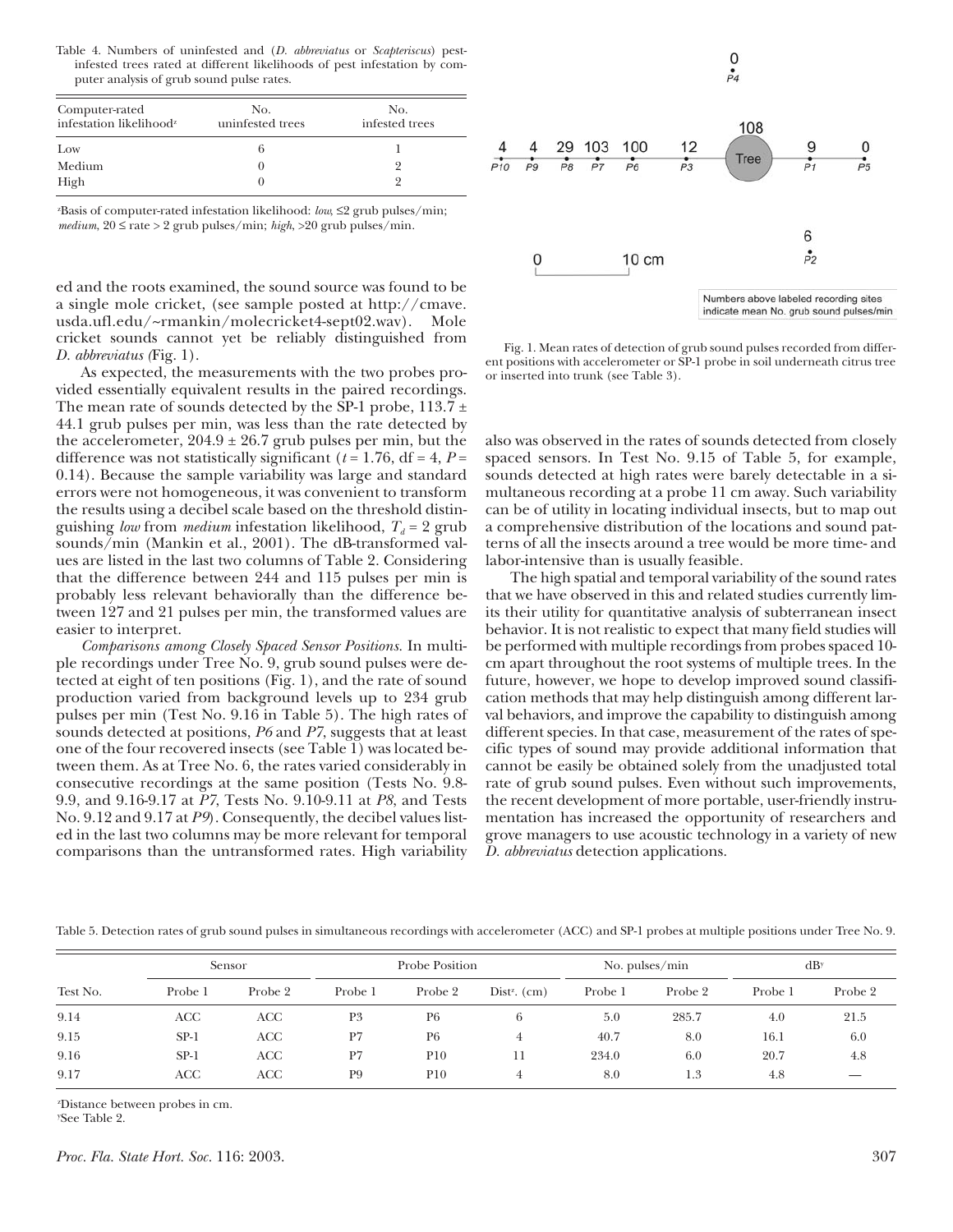Table 4. Numbers of uninfested and (*D. abbreviatus* or *Scapteriscus*) pest-infested trees rated at different likelihoods of pest infestation by computer analysis of grub sound pulse rates.

| Computer-rated infestation likelihood[z] | No. uninfested trees | No. infested trees |
|---|---|---|
| Low | 6 | 1 |
| Medium | 0 | 2 |
| High | 0 | 2 |

[z]Basis of computer-rated infestation likelihood: *low*, ≤2 grub pulses/min; *medium*, 20 ≤ rate > 2 grub pulses/min; *high*, >20 grub pulses/min.

ed and the roots examined, the sound source was found to be a single mole cricket, (see sample posted at http://cmave.usda.ufl.edu/~rmankin/molecricket4-sept02.wav). Mole cricket sounds cannot yet be reliably distinguished from *D. abbreviatus (*Fig. 1).

As expected, the measurements with the two probes provided essentially equivalent results in the paired recordings. The mean rate of sounds detected by the SP-1 probe, 113.7 ± 44.1 grub pulses per min, was less than the rate detected by the accelerometer, 204.9 ± 26.7 grub pulses per min, but the difference was not statistically significant ($t$ = 1.76, df = 4, $P$ = 0.14). Because the sample variability was large and standard errors were not homogeneous, it was convenient to transform the results using a decibel scale based on the threshold distinguishing *low* from *medium* infestation likelihood, $T_d$ = 2 grub sounds/min (Mankin et al., 2001). The dB-transformed values are listed in the last two columns of Table 2. Considering that the difference between 244 and 115 pulses per min is probably less relevant behaviorally than the difference between 127 and 21 pulses per min, the transformed values are easier to interpret.

*Comparisons among Closely Spaced Sensor Positions*. In multiple recordings under Tree No. 9, grub sound pulses were detected at eight of ten positions (Fig. 1), and the rate of sound production varied from background levels up to 234 grub pulses per min (Test No. 9.16 in Table 5). The high rates of sounds detected at positions, *P6* and *P7*, suggests that at least one of the four recovered insects (see Table 1) was located between them. As at Tree No. 6, the rates varied considerably in consecutive recordings at the same position (Tests No. 9.8-9.9, and 9.16-9.17 at *P7*, Tests No. 9.10-9.11 at *P8*, and Tests No. 9.12 and 9.17 at *P9*). Consequently, the decibel values listed in the last two columns may be more relevant for temporal comparisons than the untransformed rates. High variability also was observed in the rates of sounds detected from closely spaced sensors. In Test No. 9.15 of Table 5, for example, sounds detected at high rates were barely detectable in a simultaneous recording at a probe 11 cm away. Such variability can be of utility in locating individual insects, but to map out a comprehensive distribution of the locations and sound patterns of all the insects around a tree would be more time- and labor-intensive than is usually feasible.

The high spatial and temporal variability of the sound rates that we have observed in this and related studies currently limits their utility for quantitative analysis of subterranean insect behavior. It is not realistic to expect that many field studies will be performed with multiple recordings from probes spaced 10-cm apart throughout the root systems of multiple trees. In the future, however, we hope to develop improved sound classification methods that may help distinguish among different larval behaviors, and improve the capability to distinguish among different species. In that case, measurement of the rates of specific types of sound may provide additional information that cannot be easily be obtained solely from the unadjusted total rate of grub sound pulses. Even without such improvements, the recent development of more portable, user-friendly instrumentation has increased the opportunity of researchers and grove managers to use acoustic technology in a variety of new *D. abbreviatus* detection applications.

Fig. 1. Mean rates of detection of grub sound pulses recorded from different positions with accelerometer or SP-1 probe in soil underneath citrus tree or inserted into trunk (see Table 3).

Table 5. Detection rates of grub sound pulses in simultaneous recordings with accelerometer (ACC) and SP-1 probes at multiple positions under Tree No. 9.

| Test No. | Sensor | | Probe Position | | | No. pulses/min | | dB[y] | |
|---|---|---|---|---|---|---|---|---|---|
| | Probe 1 | Probe 2 | Probe 1 | Probe 2 | Dist[z]. (cm) | Probe 1 | Probe 2 | Probe 1 | Probe 2 |
| 9.14 | ACC | ACC | P3 | P6 | 6 | 5.0 | 285.7 | 4.0 | 21.5 |
| 9.15 | SP-1 | ACC | P7 | P6 | 4 | 40.7 | 8.0 | 16.1 | 6.0 |
| 9.16 | SP-1 | ACC | P7 | P10 | 11 | 234.0 | 6.0 | 20.7 | 4.8 |
| 9.17 | ACC | ACC | P9 | P10 | 4 | 8.0 | 1.3 | 4.8 | — |

[z]Distance between probes in cm.
[y]See Table 2.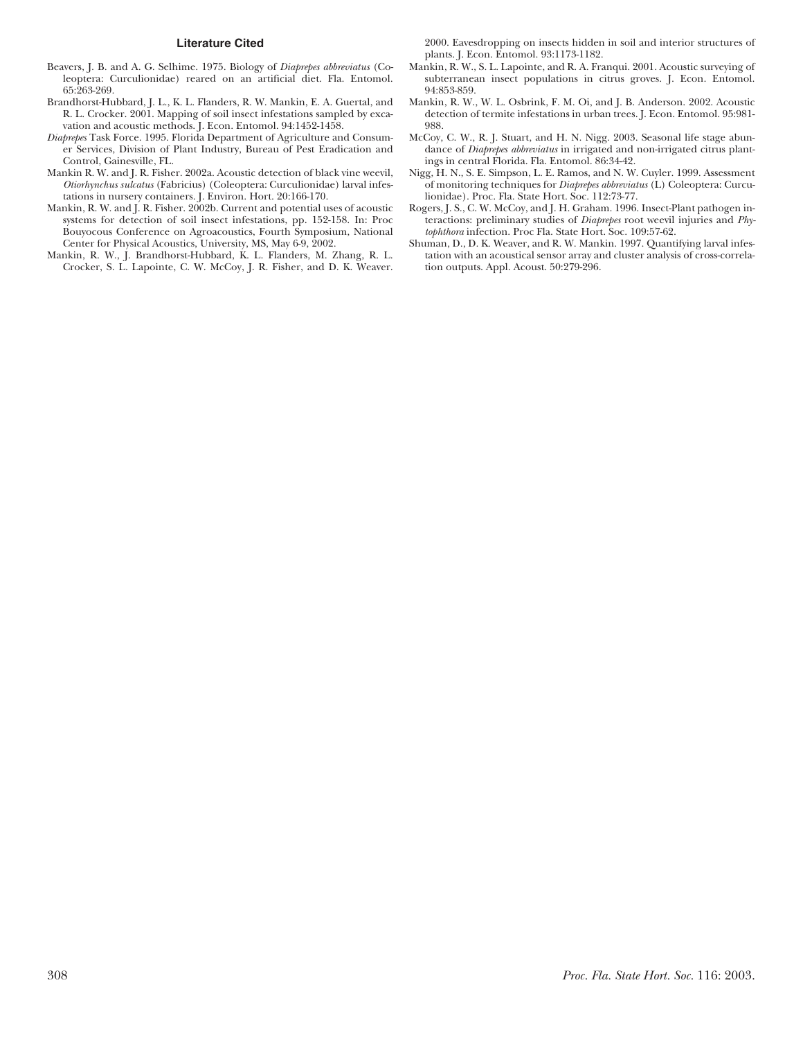## Literature Cited

Beavers, J. B. and A. G. Selhime. 1975. Biology of *Diaprepes abbreviatus* (Coleoptera: Curculionidae) reared on an artificial diet. Fla. Entomol. 65:263-269.

Brandhorst-Hubbard, J. L., K. L. Flanders, R. W. Mankin, E. A. Guertal, and R. L. Crocker. 2001. Mapping of soil insect infestations sampled by excavation and acoustic methods. J. Econ. Entomol. 94:1452-1458.

*Diaprepes* Task Force. 1995. Florida Department of Agriculture and Consumer Services, Division of Plant Industry, Bureau of Pest Eradication and Control, Gainesville, FL.

Mankin R. W. and J. R. Fisher. 2002a. Acoustic detection of black vine weevil, *Otiorhynchus sulcatus* (Fabricius) (Coleoptera: Curculionidae) larval infestations in nursery containers. J. Environ. Hort. 20:166-170.

Mankin, R. W. and J. R. Fisher. 2002b. Current and potential uses of acoustic systems for detection of soil insect infestations, pp. 152-158. In: Proc Bouyocous Conference on Agroacoustics, Fourth Symposium, National Center for Physical Acoustics, University, MS, May 6-9, 2002.

Mankin, R. W., J. Brandhorst-Hubbard, K. L. Flanders, M. Zhang, R. L. Crocker, S. L. Lapointe, C. W. McCoy, J. R. Fisher, and D. K. Weaver. 2000. Eavesdropping on insects hidden in soil and interior structures of plants. J. Econ. Entomol. 93:1173-1182.

Mankin, R. W., S. L. Lapointe, and R. A. Franqui. 2001. Acoustic surveying of subterranean insect populations in citrus groves. J. Econ. Entomol. 94:853-859.

Mankin, R. W., W. L. Osbrink, F. M. Oi, and J. B. Anderson. 2002. Acoustic detection of termite infestations in urban trees. J. Econ. Entomol. 95:981-988.

McCoy, C. W., R. J. Stuart, and H. N. Nigg. 2003. Seasonal life stage abundance of *Diaprepes abbreviatus* in irrigated and non-irrigated citrus plantings in central Florida. Fla. Entomol. 86:34-42.

Nigg, H. N., S. E. Simpson, L. E. Ramos, and N. W. Cuyler. 1999. Assessment of monitoring techniques for *Diaprepes abbreviatus* (L) Coleoptera: Curculionidae). Proc. Fla. State Hort. Soc. 112:73-77.

Rogers, J. S., C. W. McCoy, and J. H. Graham. 1996. Insect-Plant pathogen interactions: preliminary studies of *Diaprepes* root weevil injuries and *Phytophthora* infection. Proc Fla. State Hort. Soc. 109:57-62.

Shuman, D., D. K. Weaver, and R. W. Mankin. 1997. Quantifying larval infestation with an acoustical sensor array and cluster analysis of cross-correlation outputs. Appl. Acoust. 50:279-296.